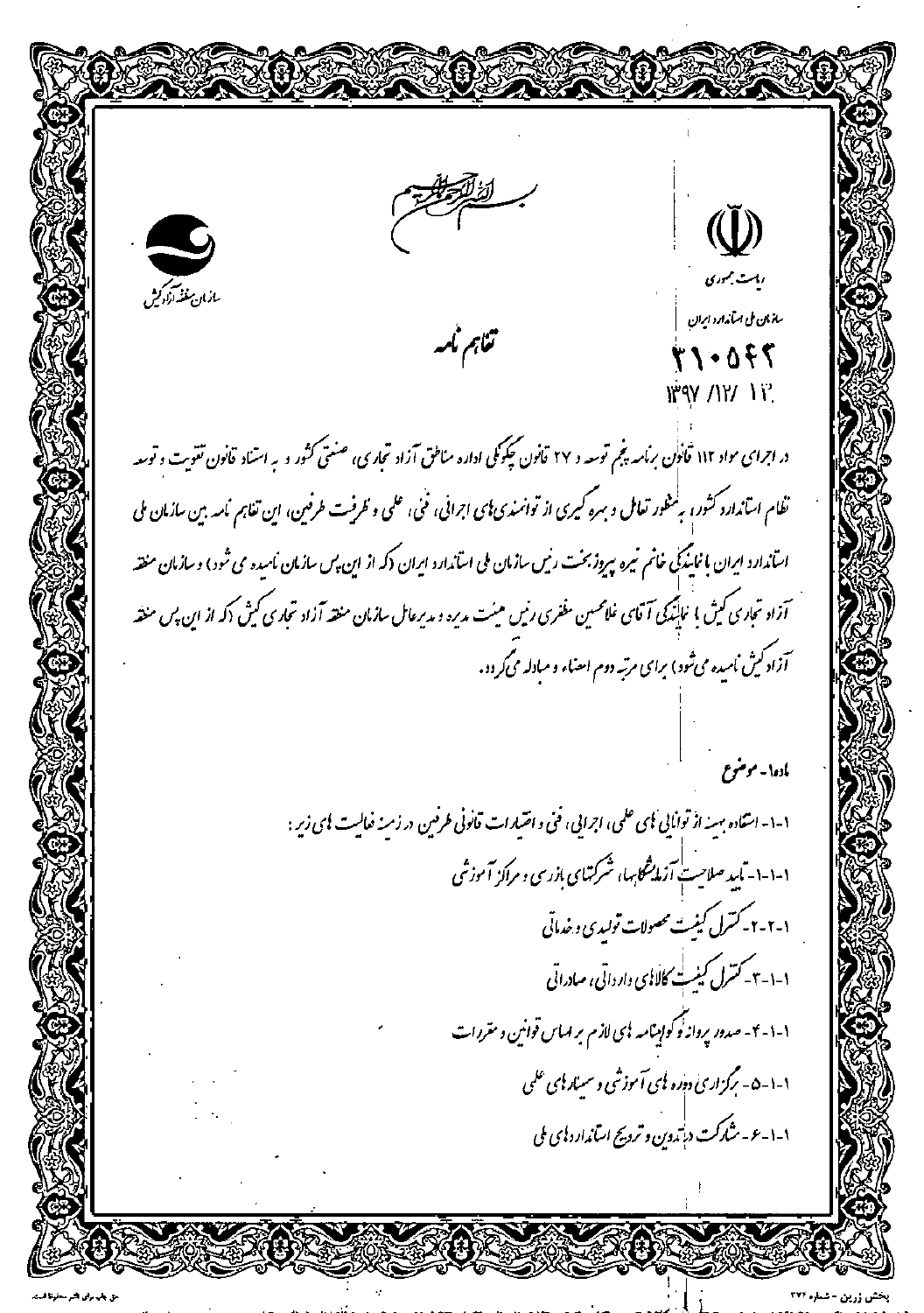بسم الله الرحمن الرحیم

سازمان منطقه آزاد کیش

ریاست جمهوری

سازمان ملی استاندارد ایران

۳۱۰۵۴۲

۱۳۹۷/۱۲/۱۲

# تفاهم نامه

در اجرای مواد ۱۱۲ قانون برنامه پنجم توسعه و ۲۷ قانون چگونگی اداره مناطق آزاد تجاری، صنعتی کشور و به استناد قانون تقویت و توسعه نظام استاندارد کشور، به منظور تعامل و بهره گیری از توانمندی‌های اجرائی، فنی، علمی و ظرفیت طرفین، این تفاهم نامه بین سازمان ملی استاندارد ایران با نمایندگی خانم نیره پیروزبخت رئیس سازمان ملی استاندارد ایران (که از این پس سازمان نامیده می شود) و سازمان منطقه آزاد تجاری کیش با نمایندگی آقای غلامحسین مظفری رئیس هیئت مدیره و مدیرعامل سازمان منطقه آزاد تجاری کیش (که از این پس منطقه آزاد کیش نامیده می شود) برای مرتبه دوم امضاء و مبادله می گردد.

## ماده۱- موضوع

۱-۱- استفاده بهینه از توانایی های علمی، اجرایی، فنی و اختیارات قانونی طرفین در زمینه فعالیت های زیر:

۱-۱-۱- تایید صلاحیت آزمایشگاهها، شرکتهای بازرسی و مراکز آموزشی

۱-۱-۲- کنترل کیفیت محصولات تولیدی و خدماتی

۱-۱-۳- کنترل کیفیت کالاهای وارداتی، صادراتی

۱-۱-۴- صدور پروانه و گواهینامه های لازم بر اساس قوانین و مقررات

۱-۱-۵- برگزاری دوره های آموزشی و سمینارهای علمی

۱-۱-۶- مشارکت در تدوین و ترویج استانداردهای ملی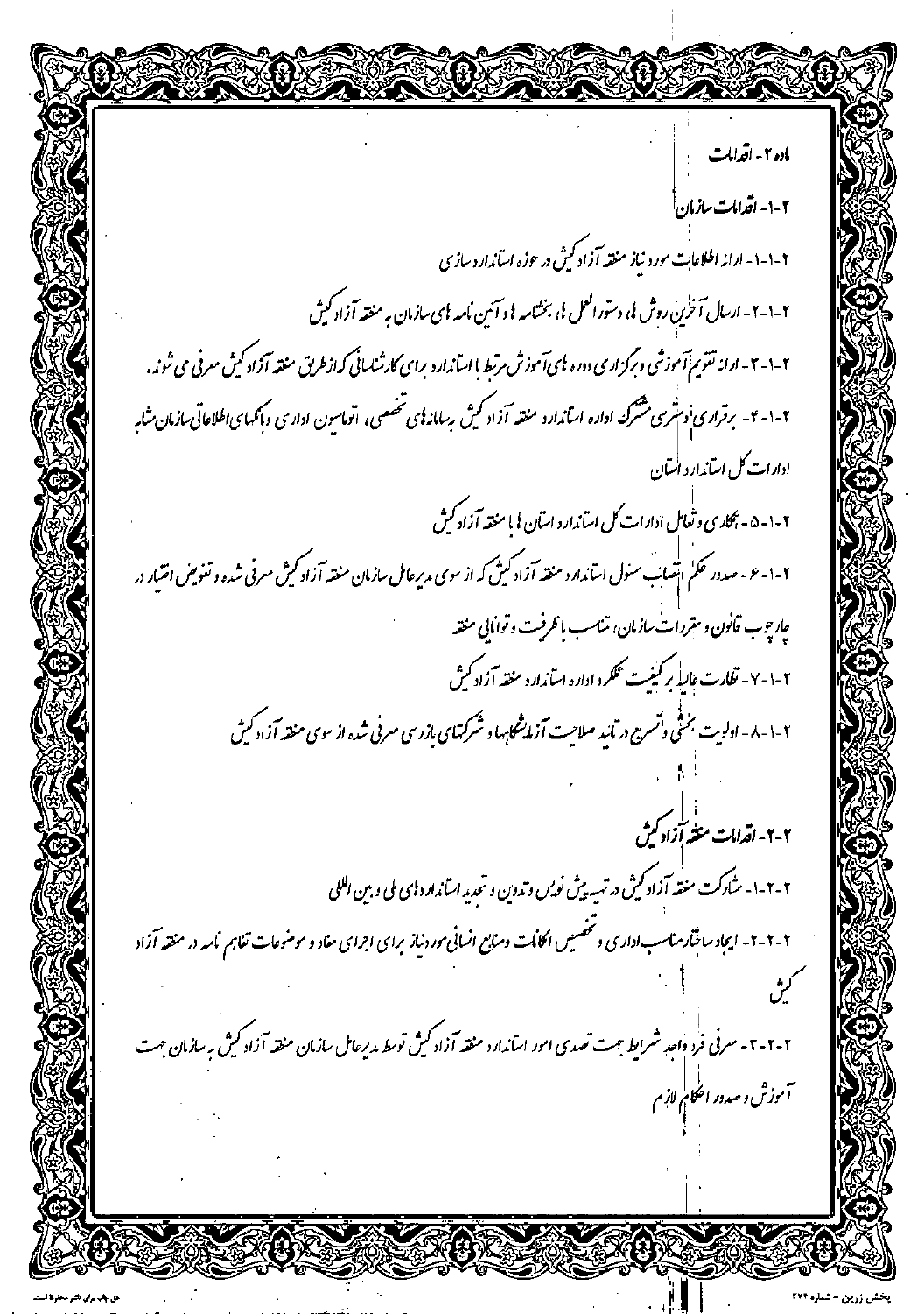ماده ۲ - اقدامات

## ۲-۱- اقدامات سازمان

۲-۱-۱- ارائه اطلاعات مورد نیاز منطقه آزاد کیش در حوزه استانداردسازی

۲-۱-۲- ارسال آخرین روش ها، دستورالعمل ها، بخشنامه ها و آیین نامه های سازمان به منطقه آزاد کیش

۲-۱-۳- ارائه تقویم آموزشی و برگزاری دوره های آموزش مرتبط با استاندارد برای کارشناسانی که از طریق منطقه آزاد کیش معرفی می شوند.

۲-۱-۴- برقراری دسترسی مشترک اداره استاندارد منطقه آزاد کیش به سامانه های تخصصی، اتوماسیون اداری و بانکهای اطلاعاتی سازمان مشابه ادارات کل استاندارد استان

۲-۱-۵- همکاری و تعامل ادارات کل استاندارد استان ها با منطقه آزاد کیش

۲-۱-۶- صدور حکم انتصاب مسئول استاندارد منطقه آزاد کیش که از سوی مدیرعامل سازمان منطقه آزاد کیش معرفی شده و تفویض اختیار در چارچوب قانون و مقررات سازمان، متناسب با ظرفیت و توانایی منطقه

۲-۱-۷- نظارت عالیه بر کیفیت عملکرد اداره استاندارد منطقه آزاد کیش

۲-۱-۸- اولویت بخشی و تسریع در تایید صلاحیت آزمایشگاهها و شرکتهای بازرسی معرفی شده از سوی منطقه آزاد کیش

## ۲-۲- اقدامات منطقه آزاد کیش

۲-۲-۱- مشارکت منطقه آزاد کیش در تهیه پیش نویس و تدوین و تجدید استانداردهای ملی و بین المللی

۲-۲-۲- ایجاد ساختار مناسب اداری و تخصیص امکانات و منابع انسانی مورد نیاز برای اجرای مفاد و موضوعات تفاهم نامه در منطقه آزاد کیش

۲-۲-۳- معرفی فرد واجد شرایط جهت تصدی امور استاندارد منطقه آزاد کیش توسط مدیرعامل سازمان منطقه آزاد کیش به سازمان جهت آموزش و صدور احکام لازم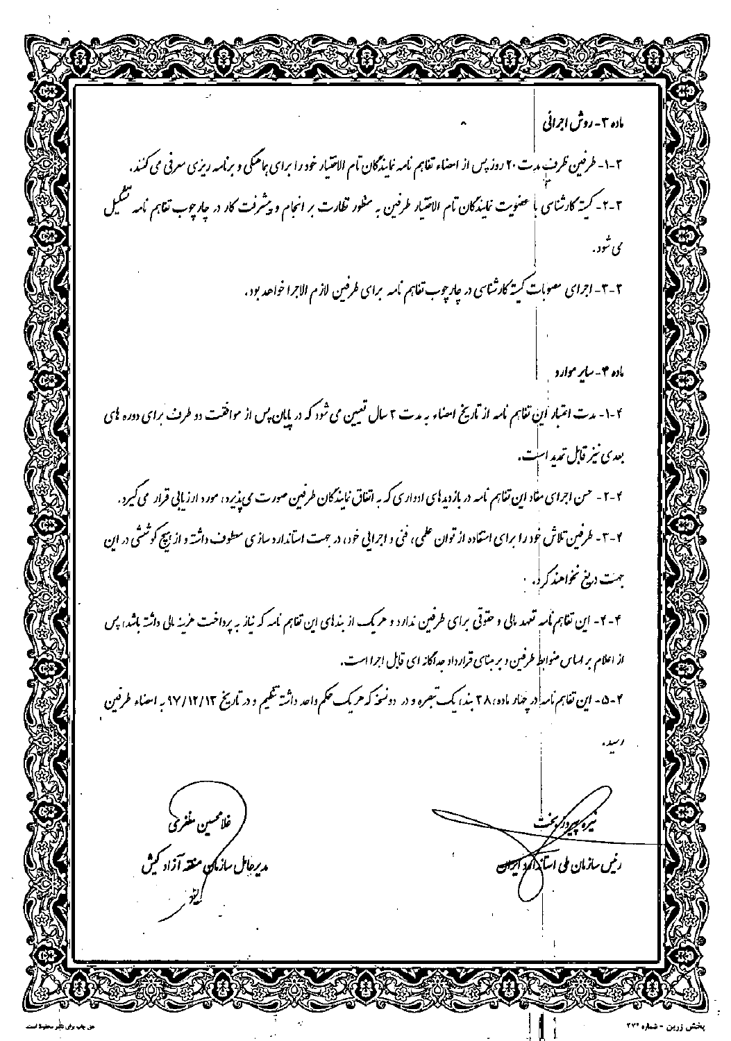ماده ۳- روش اجرائی

۳-۱- طرفین ظرف مدت ۲۰ روز پس از امضاء تفاهم نامه نمایندگان تام الاختیار خود را برای هماهنگی و برنامه ریزی معرفی می کنند.

۳-۲- کمیته کارشناسی با عضویت نمایندگان تام الاختیار طرفین به منظور نظارت بر انجام و پیشرفت کار در چارچوب تفاهم نامه تشکیل می شود.

۳-۳- اجرای مصوبات کمیته کارشناسی در چارچوب تفاهم نامه برای طرفین لازم الاجرا خواهد بود.

ماده ۴- سایر موارد

۴-۱- مدت اعتبار این تفاهم نامه از تاریخ امضاء به مدت ۲ سال تعیین می شود که در پایان پس از موافقت دو طرف برای دوره های بعدی نیز قابل تمدید است.

۴-۲- حسن اجرای مفاد این تفاهم نامه در بازدیدهای ادواری که به اتفاق نمایندگان طرفین صورت می پذیرد، مورد ارزیابی قرار می گیرد.

۴-۳- طرفین تلاش خود را برای استفاده از توان علمی، فنی و اجرایی خود، در جهت استاندارد سازی معطوف داشته و از هیچ کوششی در این جهت دریغ نخواهند کرد.

۴-۴- این تفاهم نامه تعهد مالی و حقوقی برای طرفین ندارد و هریک از بندهای این تفاهم نامه که نیاز به پرداخت هزینه مالی داشته باشد، پس از اعلام بر اساس ضوابط طرفین و بر مبنای قرارداد جداگانه ای قابل اجرا است.

۴-۵- این تفاهم نامه در چهار ماده، ۲۸ بند، یک تبصره و در دو نسخه که هریک حکم واحد داشته تنظیم و در تاریخ ۹۷/۱۲/۱۳ به امضاء طرفین رسید.

نیره پیروزبخت
رئیس سازمان ملی استاندارد ایران

غلامحسین مظفری
مدیرعامل سازمان منطقه آزاد کیش